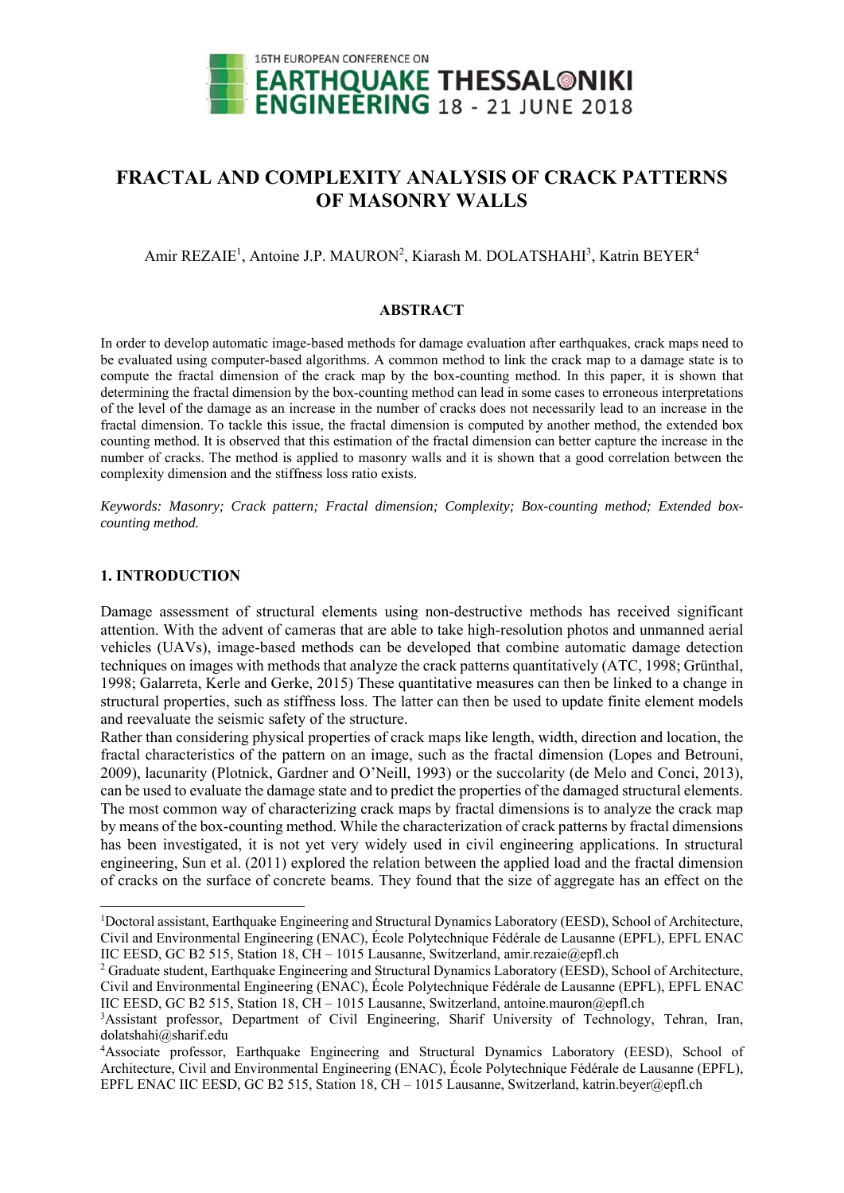# FRACTAL AND COMPLEXITY ANALYSIS OF CRACK PATTERNS OF MASONRY WALLS

Amir REZAIE[1], Antoine J.P. MAURON[2], Kiarash M. DOLATSHAHI[3], Katrin BEYER[4]

## ABSTRACT

In order to develop automatic image-based methods for damage evaluation after earthquakes, crack maps need to be evaluated using computer-based algorithms. A common method to link the crack map to a damage state is to compute the fractal dimension of the crack map by the box-counting method. In this paper, it is shown that determining the fractal dimension by the box-counting method can lead in some cases to erroneous interpretations of the level of the damage as an increase in the number of cracks does not necessarily lead to an increase in the fractal dimension. To tackle this issue, the fractal dimension is computed by another method, the extended box counting method. It is observed that this estimation of the fractal dimension can better capture the increase in the number of cracks. The method is applied to masonry walls and it is shown that a good correlation between the complexity dimension and the stiffness loss ratio exists.

*Keywords: Masonry; Crack pattern; Fractal dimension; Complexity; Box-counting method; Extended box-counting method.*

## 1. INTRODUCTION

Damage assessment of structural elements using non-destructive methods has received significant attention. With the advent of cameras that are able to take high-resolution photos and unmanned aerial vehicles (UAVs), image-based methods can be developed that combine automatic damage detection techniques on images with methods that analyze the crack patterns quantitatively (ATC, 1998; Grünthal, 1998; Galarreta, Kerle and Gerke, 2015) These quantitative measures can then be linked to a change in structural properties, such as stiffness loss. The latter can then be used to update finite element models and reevaluate the seismic safety of the structure.

Rather than considering physical properties of crack maps like length, width, direction and location, the fractal characteristics of the pattern on an image, such as the fractal dimension (Lopes and Betrouni, 2009), lacunarity (Plotnick, Gardner and O'Neill, 1993) or the succolarity (de Melo and Conci, 2013), can be used to evaluate the damage state and to predict the properties of the damaged structural elements. The most common way of characterizing crack maps by fractal dimensions is to analyze the crack map by means of the box-counting method. While the characterization of crack patterns by fractal dimensions has been investigated, it is not yet very widely used in civil engineering applications. In structural engineering, Sun et al. (2011) explored the relation between the applied load and the fractal dimension of cracks on the surface of concrete beams. They found that the size of aggregate has an effect on the

---

[1]Doctoral assistant, Earthquake Engineering and Structural Dynamics Laboratory (EESD), School of Architecture, Civil and Environmental Engineering (ENAC), École Polytechnique Fédérale de Lausanne (EPFL), EPFL ENAC IIC EESD, GC B2 515, Station 18, CH – 1015 Lausanne, Switzerland, amir.rezaie@epfl.ch

[2] Graduate student, Earthquake Engineering and Structural Dynamics Laboratory (EESD), School of Architecture, Civil and Environmental Engineering (ENAC), École Polytechnique Fédérale de Lausanne (EPFL), EPFL ENAC IIC EESD, GC B2 515, Station 18, CH – 1015 Lausanne, Switzerland, antoine.mauron@epfl.ch

[3]Assistant professor, Department of Civil Engineering, Sharif University of Technology, Tehran, Iran, dolatshahi@sharif.edu

[4]Associate professor, Earthquake Engineering and Structural Dynamics Laboratory (EESD), School of Architecture, Civil and Environmental Engineering (ENAC), École Polytechnique Fédérale de Lausanne (EPFL), EPFL ENAC IIC EESD, GC B2 515, Station 18, CH – 1015 Lausanne, Switzerland, katrin.beyer@epfl.ch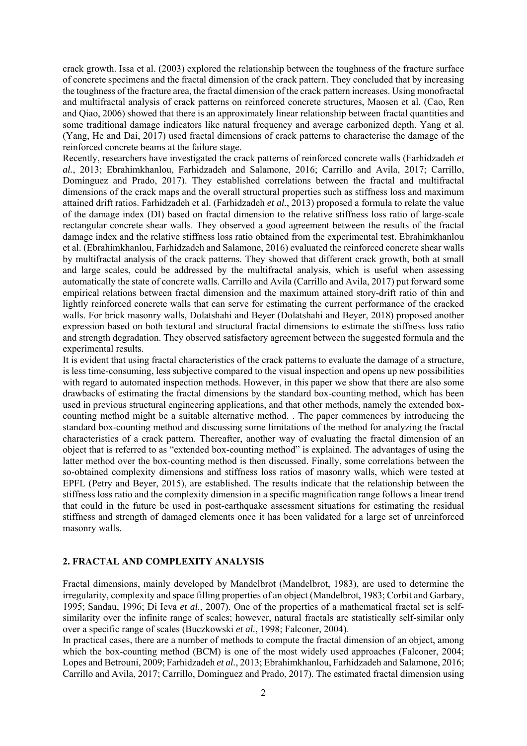crack growth. Issa et al. (2003) explored the relationship between the toughness of the fracture surface of concrete specimens and the fractal dimension of the crack pattern. They concluded that by increasing the toughness of the fracture area, the fractal dimension of the crack pattern increases. Using monofractal and multifractal analysis of crack patterns on reinforced concrete structures, Maosen et al. (Cao, Ren and Qiao, 2006) showed that there is an approximately linear relationship between fractal quantities and some traditional damage indicators like natural frequency and average carbonized depth. Yang et al. (Yang, He and Dai, 2017) used fractal dimensions of crack patterns to characterise the damage of the reinforced concrete beams at the failure stage.

Recently, researchers have investigated the crack patterns of reinforced concrete walls (Farhidzadeh *et al.*, 2013; Ebrahimkhanlou, Farhidzadeh and Salamone, 2016; Carrillo and Avila, 2017; Carrillo, Dominguez and Prado, 2017). They established correlations between the fractal and multifractal dimensions of the crack maps and the overall structural properties such as stiffness loss and maximum attained drift ratios. Farhidzadeh et al. (Farhidzadeh *et al.*, 2013) proposed a formula to relate the value of the damage index (DI) based on fractal dimension to the relative stiffness loss ratio of large-scale rectangular concrete shear walls. They observed a good agreement between the results of the fractal damage index and the relative stiffness loss ratio obtained from the experimental test. Ebrahimkhanlou et al. (Ebrahimkhanlou, Farhidzadeh and Salamone, 2016) evaluated the reinforced concrete shear walls by multifractal analysis of the crack patterns. They showed that different crack growth, both at small and large scales, could be addressed by the multifractal analysis, which is useful when assessing automatically the state of concrete walls. Carrillo and Avila (Carrillo and Avila, 2017) put forward some empirical relations between fractal dimension and the maximum attained story-drift ratio of thin and lightly reinforced concrete walls that can serve for estimating the current performance of the cracked walls. For brick masonry walls, Dolatshahi and Beyer (Dolatshahi and Beyer, 2018) proposed another expression based on both textural and structural fractal dimensions to estimate the stiffness loss ratio and strength degradation. They observed satisfactory agreement between the suggested formula and the experimental results.

It is evident that using fractal characteristics of the crack patterns to evaluate the damage of a structure, is less time-consuming, less subjective compared to the visual inspection and opens up new possibilities with regard to automated inspection methods. However, in this paper we show that there are also some drawbacks of estimating the fractal dimensions by the standard box-counting method, which has been used in previous structural engineering applications, and that other methods, namely the extended box-counting method might be a suitable alternative method. . The paper commences by introducing the standard box-counting method and discussing some limitations of the method for analyzing the fractal characteristics of a crack pattern. Thereafter, another way of evaluating the fractal dimension of an object that is referred to as "extended box-counting method" is explained. The advantages of using the latter method over the box-counting method is then discussed. Finally, some correlations between the so-obtained complexity dimensions and stiffness loss ratios of masonry walls, which were tested at EPFL (Petry and Beyer, 2015), are established. The results indicate that the relationship between the stiffness loss ratio and the complexity dimension in a specific magnification range follows a linear trend that could in the future be used in post-earthquake assessment situations for estimating the residual stiffness and strength of damaged elements once it has been validated for a large set of unreinforced masonry walls.

## 2. FRACTAL AND COMPLEXITY ANALYSIS

Fractal dimensions, mainly developed by Mandelbrot (Mandelbrot, 1983), are used to determine the irregularity, complexity and space filling properties of an object (Mandelbrot, 1983; Corbit and Garbary, 1995; Sandau, 1996; Di Ieva *et al.*, 2007). One of the properties of a mathematical fractal set is self-similarity over the infinite range of scales; however, natural fractals are statistically self-similar only over a specific range of scales (Buczkowski *et al.*, 1998; Falconer, 2004).

In practical cases, there are a number of methods to compute the fractal dimension of an object, among which the box-counting method (BCM) is one of the most widely used approaches (Falconer, 2004; Lopes and Betrouni, 2009; Farhidzadeh *et al.*, 2013; Ebrahimkhanlou, Farhidzadeh and Salamone, 2016; Carrillo and Avila, 2017; Carrillo, Dominguez and Prado, 2017). The estimated fractal dimension using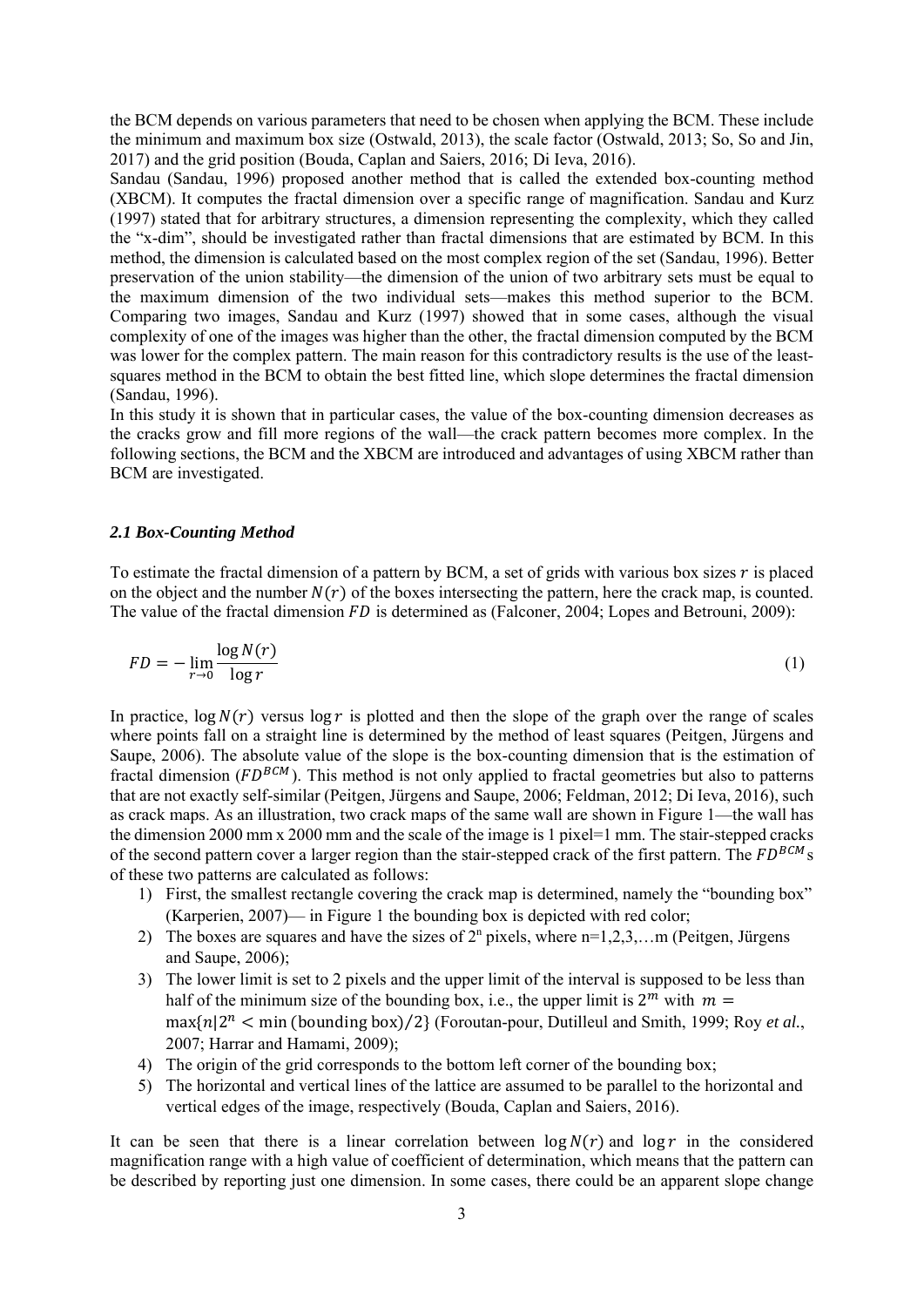the BCM depends on various parameters that need to be chosen when applying the BCM. These include the minimum and maximum box size (Ostwald, 2013), the scale factor (Ostwald, 2013; So, So and Jin, 2017) and the grid position (Bouda, Caplan and Saiers, 2016; Di Ieva, 2016).

Sandau (Sandau, 1996) proposed another method that is called the extended box-counting method (XBCM). It computes the fractal dimension over a specific range of magnification. Sandau and Kurz (1997) stated that for arbitrary structures, a dimension representing the complexity, which they called the "x-dim", should be investigated rather than fractal dimensions that are estimated by BCM. In this method, the dimension is calculated based on the most complex region of the set (Sandau, 1996). Better preservation of the union stability—the dimension of the union of two arbitrary sets must be equal to the maximum dimension of the two individual sets—makes this method superior to the BCM. Comparing two images, Sandau and Kurz (1997) showed that in some cases, although the visual complexity of one of the images was higher than the other, the fractal dimension computed by the BCM was lower for the complex pattern. The main reason for this contradictory results is the use of the least-squares method in the BCM to obtain the best fitted line, which slope determines the fractal dimension (Sandau, 1996).

In this study it is shown that in particular cases, the value of the box-counting dimension decreases as the cracks grow and fill more regions of the wall—the crack pattern becomes more complex. In the following sections, the BCM and the XBCM are introduced and advantages of using XBCM rather than BCM are investigated.

### *2.1 Box-Counting Method*

To estimate the fractal dimension of a pattern by BCM, a set of grids with various box sizes $r$ is placed on the object and the number $N(r)$ of the boxes intersecting the pattern, here the crack map, is counted. The value of the fractal dimension $FD$ is determined as (Falconer, 2004; Lopes and Betrouni, 2009):

$$FD = -\lim_{r \to 0} \frac{\log N(r)}{\log r} \tag{1}$$

In practice, $\log N(r)$ versus $\log r$ is plotted and then the slope of the graph over the range of scales where points fall on a straight line is determined by the method of least squares (Peitgen, Jürgens and Saupe, 2006). The absolute value of the slope is the box-counting dimension that is the estimation of fractal dimension ($FD^{BCM}$). This method is not only applied to fractal geometries but also to patterns that are not exactly self-similar (Peitgen, Jürgens and Saupe, 2006; Feldman, 2012; Di Ieva, 2016), such as crack maps. As an illustration, two crack maps of the same wall are shown in Figure 1—the wall has the dimension 2000 mm x 2000 mm and the scale of the image is 1 pixel=1 mm. The stair-stepped cracks of the second pattern cover a larger region than the stair-stepped crack of the first pattern. The $FD^{BCM}$s of these two patterns are calculated as follows:

1) First, the smallest rectangle covering the crack map is determined, namely the "bounding box" (Karperien, 2007)— in Figure 1 the bounding box is depicted with red color;
2) The boxes are squares and have the sizes of $2^n$ pixels, where n=1,2,3,…m (Peitgen, Jürgens and Saupe, 2006);
3) The lower limit is set to 2 pixels and the upper limit of the interval is supposed to be less than half of the minimum size of the bounding box, i.e., the upper limit is $2^m$ with $m = \max\{n|2^n < \min(\text{bounding box})/2\}$ (Foroutan-pour, Dutilleul and Smith, 1999; Roy *et al.*, 2007; Harrar and Hamami, 2009);
4) The origin of the grid corresponds to the bottom left corner of the bounding box;
5) The horizontal and vertical lines of the lattice are assumed to be parallel to the horizontal and vertical edges of the image, respectively (Bouda, Caplan and Saiers, 2016).

It can be seen that there is a linear correlation between $\log N(r)$ and $\log r$ in the considered magnification range with a high value of coefficient of determination, which means that the pattern can be described by reporting just one dimension. In some cases, there could be an apparent slope change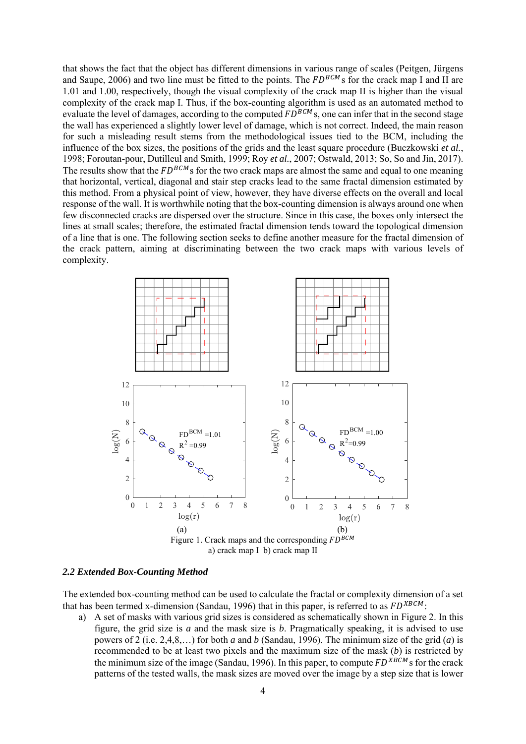that shows the fact that the object has different dimensions in various range of scales (Peitgen, Jürgens and Saupe, 2006) and two line must be fitted to the points. The $FD^{BCM}$s for the crack map I and II are 1.01 and 1.00, respectively, though the visual complexity of the crack map II is higher than the visual complexity of the crack map I. Thus, if the box-counting algorithm is used as an automated method to evaluate the level of damages, according to the computed $FD^{BCM}$s, one can infer that in the second stage the wall has experienced a slightly lower level of damage, which is not correct. Indeed, the main reason for such a misleading result stems from the methodological issues tied to the BCM, including the influence of the box sizes, the positions of the grids and the least square procedure (Buczkowski *et al.*, 1998; Foroutan-pour, Dutilleul and Smith, 1999; Roy *et al.*, 2007; Ostwald, 2013; So, So and Jin, 2017). The results show that the $FD^{BCM}$s for the two crack maps are almost the same and equal to one meaning that horizontal, vertical, diagonal and stair step cracks lead to the same fractal dimension estimated by this method. From a physical point of view, however, they have diverse effects on the overall and local response of the wall. It is worthwhile noting that the box-counting dimension is always around one when few disconnected cracks are dispersed over the structure. Since in this case, the boxes only intersect the lines at small scales; therefore, the estimated fractal dimension tends toward the topological dimension of a line that is one. The following section seeks to define another measure for the fractal dimension of the crack pattern, aiming at discriminating between the two crack maps with various levels of complexity.

Figure 1. Crack maps and the corresponding $FD^{BCM}$
a) crack map I b) crack map II

### *2.2 Extended Box-Counting Method*

The extended box-counting method can be used to calculate the fractal or complexity dimension of a set that has been termed x-dimension (Sandau, 1996) that in this paper, is referred to as $FD^{XBCM}$:

a) A set of masks with various grid sizes is considered as schematically shown in Figure 2. In this figure, the grid size is *a* and the mask size is *b*. Pragmatically speaking, it is advised to use powers of 2 (i.e. 2,4,8,…) for both *a* and *b* (Sandau, 1996). The minimum size of the grid (*a*) is recommended to be at least two pixels and the maximum size of the mask (*b*) is restricted by the minimum size of the image (Sandau, 1996). In this paper, to compute $FD^{XBCM}$s for the crack patterns of the tested walls, the mask sizes are moved over the image by a step size that is lower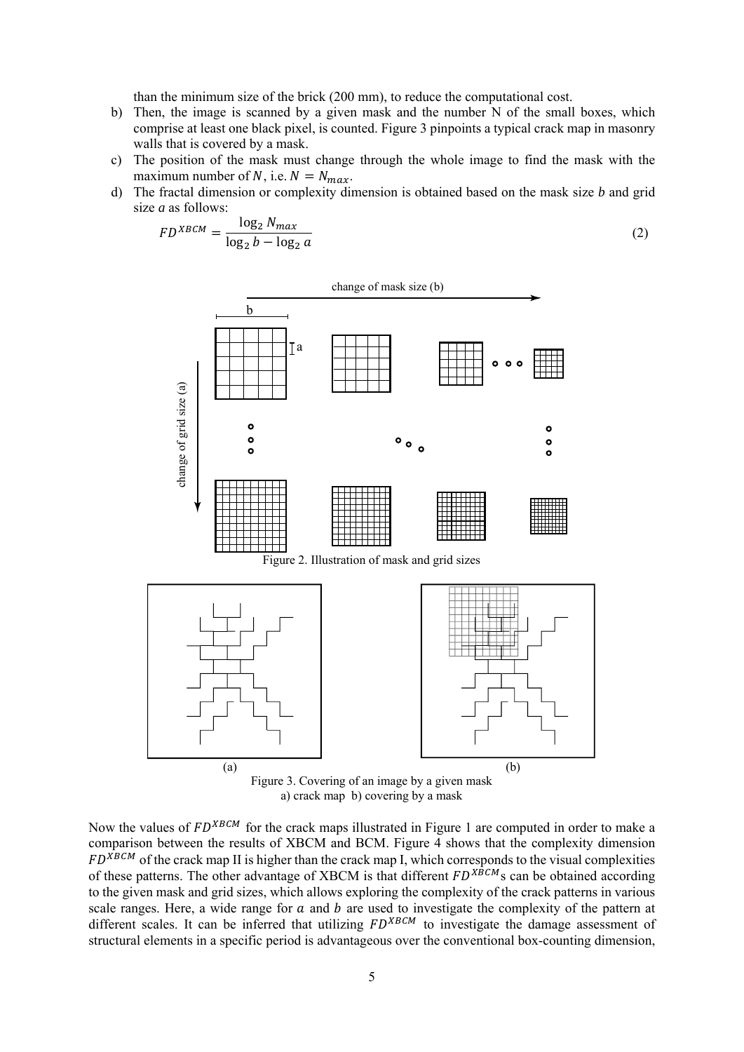than the minimum size of the brick (200 mm), to reduce the computational cost.

b) Then, the image is scanned by a given mask and the number N of the small boxes, which comprise at least one black pixel, is counted. Figure 3 pinpoints a typical crack map in masonry walls that is covered by a mask.

c) The position of the mask must change through the whole image to find the mask with the maximum number of $N$, i.e. $N = N_{max}$.

d) The fractal dimension or complexity dimension is obtained based on the mask size $b$ and grid size $a$ as follows:

$$FD^{XBCM} = \frac{\log_2 N_{max}}{\log_2 b - \log_2 a} \tag{2}$$

Figure 2. Illustration of mask and grid sizes

Figure 3. Covering of an image by a given mask
a) crack map b) covering by a mask

Now the values of $FD^{XBCM}$ for the crack maps illustrated in Figure 1 are computed in order to make a comparison between the results of XBCM and BCM. Figure 4 shows that the complexity dimension $FD^{XBCM}$ of the crack map II is higher than the crack map I, which corresponds to the visual complexities of these patterns. The other advantage of XBCM is that different $FD^{XBCM}$s can be obtained according to the given mask and grid sizes, which allows exploring the complexity of the crack patterns in various scale ranges. Here, a wide range for $a$ and $b$ are used to investigate the complexity of the pattern at different scales. It can be inferred that utilizing $FD^{XBCM}$ to investigate the damage assessment of structural elements in a specific period is advantageous over the conventional box-counting dimension,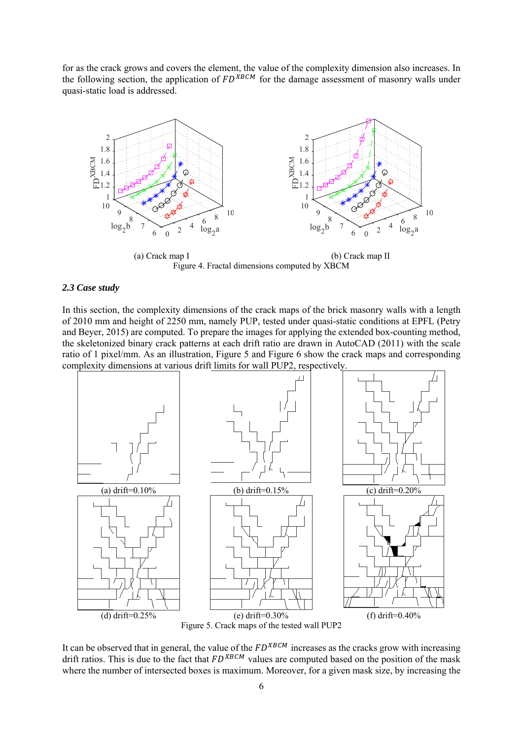for as the crack grows and covers the element, the value of the complexity dimension also increases. In the following section, the application of $FD^{XBCM}$ for the damage assessment of masonry walls under quasi-static load is addressed.

(a) Crack map I

(b) Crack map II

Figure 4. Fractal dimensions computed by XBCM

### *2.3 Case study*

In this section, the complexity dimensions of the crack maps of the brick masonry walls with a length of 2010 mm and height of 2250 mm, namely PUP, tested under quasi-static conditions at EPFL (Petry and Beyer, 2015) are computed. To prepare the images for applying the extended box-counting method, the skeletonized binary crack patterns at each drift ratio are drawn in AutoCAD (2011) with the scale ratio of 1 pixel/mm. As an illustration, Figure 5 and Figure 6 show the crack maps and corresponding complexity dimensions at various drift limits for wall PUP2, respectively.

(a) drift=0.10%

(b) drift=0.15%

(c) drift=0.20%

(d) drift=0.25%

(e) drift=0.30%

(f) drift=0.40%

Figure 5. Crack maps of the tested wall PUP2

It can be observed that in general, the value of the $FD^{XBCM}$ increases as the cracks grow with increasing drift ratios. This is due to the fact that $FD^{XBCM}$ values are computed based on the position of the mask where the number of intersected boxes is maximum. Moreover, for a given mask size, by increasing the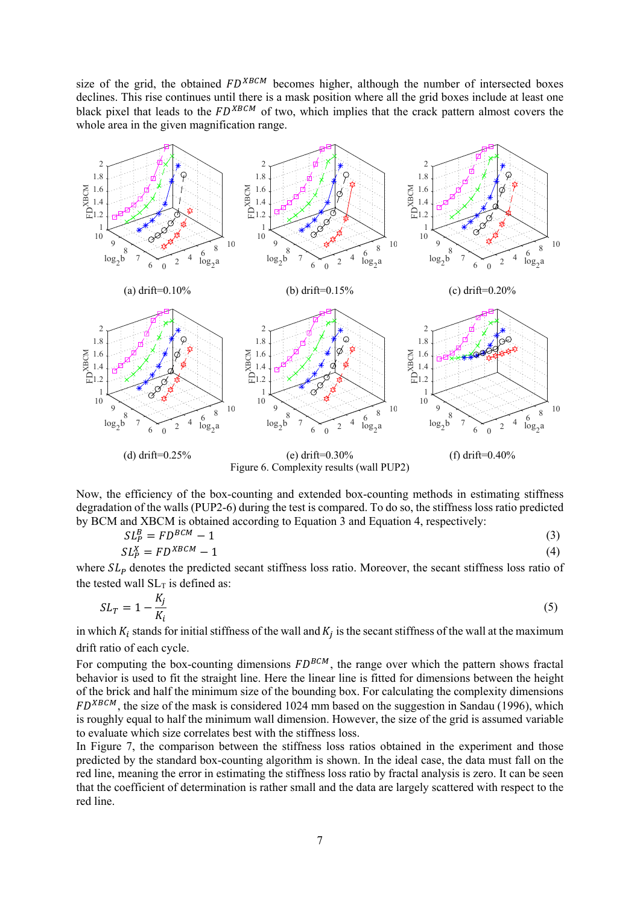size of the grid, the obtained $FD^{XBCM}$ becomes higher, although the number of intersected boxes declines. This rise continues until there is a mask position where all the grid boxes include at least one black pixel that leads to the $FD^{XBCM}$ of two, which implies that the crack pattern almost covers the whole area in the given magnification range.

(a) drift=0.10% (b) drift=0.15% (c) drift=0.20%

(d) drift=0.25% (e) drift=0.30% (f) drift=0.40%

Figure 6. Complexity results (wall PUP2)

Now, the efficiency of the box-counting and extended box-counting methods in estimating stiffness degradation of the walls (PUP2-6) during the test is compared. To do so, the stiffness loss ratio predicted by BCM and XBCM is obtained according to Equation 3 and Equation 4, respectively:

$$SL_P^B = FD^{BCM} - 1 \tag{3}$$

$$SL_P^X = FD^{XBCM} - 1 \tag{4}$$

where $SL_P$ denotes the predicted secant stiffness loss ratio. Moreover, the secant stiffness loss ratio of the tested wall $SL_T$ is defined as:

$$SL_T = 1 - \frac{K_j}{K_i} \tag{5}$$

in which $K_i$ stands for initial stiffness of the wall and $K_j$ is the secant stiffness of the wall at the maximum drift ratio of each cycle.

For computing the box-counting dimensions $FD^{BCM}$, the range over which the pattern shows fractal behavior is used to fit the straight line. Here the linear line is fitted for dimensions between the height of the brick and half the minimum size of the bounding box. For calculating the complexity dimensions $FD^{XBCM}$, the size of the mask is considered 1024 mm based on the suggestion in Sandau (1996), which is roughly equal to half the minimum wall dimension. However, the size of the grid is assumed variable to evaluate which size correlates best with the stiffness loss.

In Figure 7, the comparison between the stiffness loss ratios obtained in the experiment and those predicted by the standard box-counting algorithm is shown. In the ideal case, the data must fall on the red line, meaning the error in estimating the stiffness loss ratio by fractal analysis is zero. It can be seen that the coefficient of determination is rather small and the data are largely scattered with respect to the red line.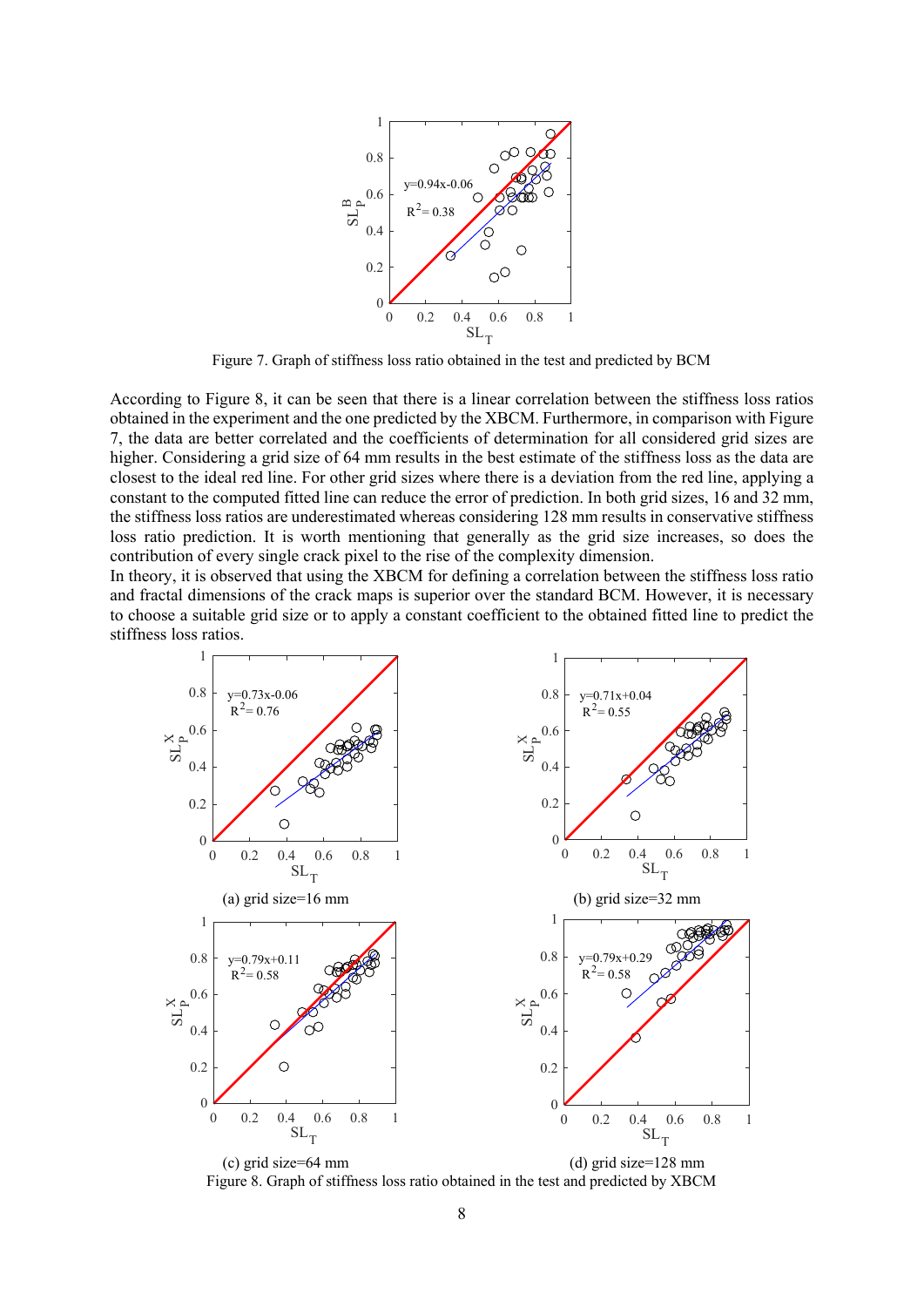Figure 7. Graph of stiffness loss ratio obtained in the test and predicted by BCM

According to Figure 8, it can be seen that there is a linear correlation between the stiffness loss ratios obtained in the experiment and the one predicted by the XBCM. Furthermore, in comparison with Figure 7, the data are better correlated and the coefficients of determination for all considered grid sizes are higher. Considering a grid size of 64 mm results in the best estimate of the stiffness loss as the data are closest to the ideal red line. For other grid sizes where there is a deviation from the red line, applying a constant to the computed fitted line can reduce the error of prediction. In both grid sizes, 16 and 32 mm, the stiffness loss ratios are underestimated whereas considering 128 mm results in conservative stiffness loss ratio prediction. It is worth mentioning that generally as the grid size increases, so does the contribution of every single crack pixel to the rise of the complexity dimension.

In theory, it is observed that using the XBCM for defining a correlation between the stiffness loss ratio and fractal dimensions of the crack maps is superior over the standard BCM. However, it is necessary to choose a suitable grid size or to apply a constant coefficient to the obtained fitted line to predict the stiffness loss ratios.

(a) grid size=16 mm

(b) grid size=32 mm

(c) grid size=64 mm

(d) grid size=128 mm

Figure 8. Graph of stiffness loss ratio obtained in the test and predicted by XBCM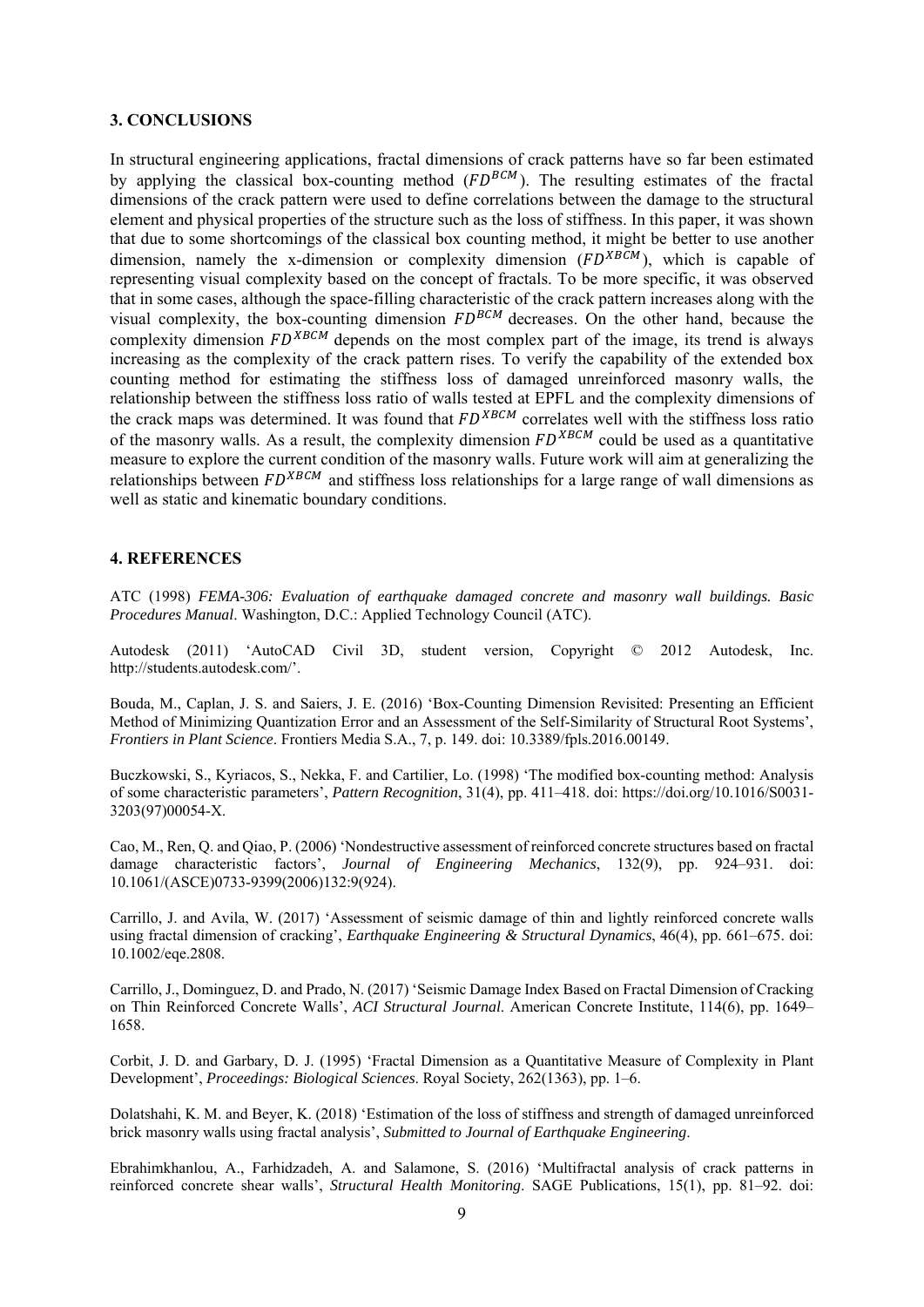## 3. CONCLUSIONS

In structural engineering applications, fractal dimensions of crack patterns have so far been estimated by applying the classical box-counting method ($FD^{BCM}$). The resulting estimates of the fractal dimensions of the crack pattern were used to define correlations between the damage to the structural element and physical properties of the structure such as the loss of stiffness. In this paper, it was shown that due to some shortcomings of the classical box counting method, it might be better to use another dimension, namely the x-dimension or complexity dimension ($FD^{XBCM}$), which is capable of representing visual complexity based on the concept of fractals. To be more specific, it was observed that in some cases, although the space-filling characteristic of the crack pattern increases along with the visual complexity, the box-counting dimension $FD^{BCM}$ decreases. On the other hand, because the complexity dimension $FD^{XBCM}$ depends on the most complex part of the image, its trend is always increasing as the complexity of the crack pattern rises. To verify the capability of the extended box counting method for estimating the stiffness loss of damaged unreinforced masonry walls, the relationship between the stiffness loss ratio of walls tested at EPFL and the complexity dimensions of the crack maps was determined. It was found that $FD^{XBCM}$ correlates well with the stiffness loss ratio of the masonry walls. As a result, the complexity dimension $FD^{XBCM}$ could be used as a quantitative measure to explore the current condition of the masonry walls. Future work will aim at generalizing the relationships between $FD^{XBCM}$ and stiffness loss relationships for a large range of wall dimensions as well as static and kinematic boundary conditions.

## 4. REFERENCES

ATC (1998) *FEMA-306: Evaluation of earthquake damaged concrete and masonry wall buildings. Basic Procedures Manual*. Washington, D.C.: Applied Technology Council (ATC).

Autodesk (2011) 'AutoCAD Civil 3D, student version, Copyright © 2012 Autodesk, Inc. http://students.autodesk.com/'.

Bouda, M., Caplan, J. S. and Saiers, J. E. (2016) 'Box-Counting Dimension Revisited: Presenting an Efficient Method of Minimizing Quantization Error and an Assessment of the Self-Similarity of Structural Root Systems', *Frontiers in Plant Science*. Frontiers Media S.A., 7, p. 149. doi: 10.3389/fpls.2016.00149.

Buczkowski, S., Kyriacos, S., Nekka, F. and Cartilier, Lo. (1998) 'The modified box-counting method: Analysis of some characteristic parameters', *Pattern Recognition*, 31(4), pp. 411–418. doi: https://doi.org/10.1016/S0031-3203(97)00054-X.

Cao, M., Ren, Q. and Qiao, P. (2006) 'Nondestructive assessment of reinforced concrete structures based on fractal damage characteristic factors', *Journal of Engineering Mechanics*, 132(9), pp. 924–931. doi: 10.1061/(ASCE)0733-9399(2006)132:9(924).

Carrillo, J. and Avila, W. (2017) 'Assessment of seismic damage of thin and lightly reinforced concrete walls using fractal dimension of cracking', *Earthquake Engineering & Structural Dynamics*, 46(4), pp. 661–675. doi: 10.1002/eqe.2808.

Carrillo, J., Dominguez, D. and Prado, N. (2017) 'Seismic Damage Index Based on Fractal Dimension of Cracking on Thin Reinforced Concrete Walls', *ACI Structural Journal*. American Concrete Institute, 114(6), pp. 1649–1658.

Corbit, J. D. and Garbary, D. J. (1995) 'Fractal Dimension as a Quantitative Measure of Complexity in Plant Development', *Proceedings: Biological Sciences*. Royal Society, 262(1363), pp. 1–6.

Dolatshahi, K. M. and Beyer, K. (2018) 'Estimation of the loss of stiffness and strength of damaged unreinforced brick masonry walls using fractal analysis', *Submitted to Journal of Earthquake Engineering*.

Ebrahimkhanlou, A., Farhidzadeh, A. and Salamone, S. (2016) 'Multifractal analysis of crack patterns in reinforced concrete shear walls', *Structural Health Monitoring*. SAGE Publications, 15(1), pp. 81–92. doi: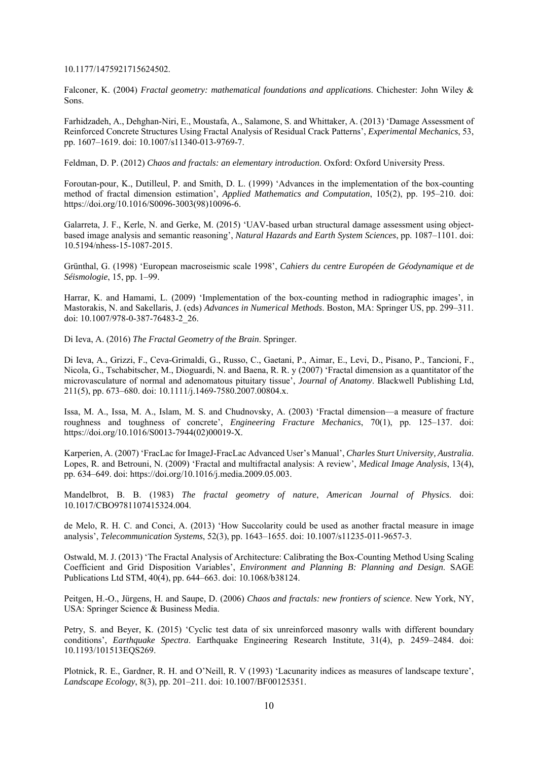10.1177/1475921715624502.

Falconer, K. (2004) *Fractal geometry: mathematical foundations and applications*. Chichester: John Wiley & Sons.

Farhidzadeh, A., Dehghan-Niri, E., Moustafa, A., Salamone, S. and Whittaker, A. (2013) 'Damage Assessment of Reinforced Concrete Structures Using Fractal Analysis of Residual Crack Patterns', *Experimental Mechanics*, 53, pp. 1607–1619. doi: 10.1007/s11340-013-9769-7.

Feldman, D. P. (2012) *Chaos and fractals: an elementary introduction*. Oxford: Oxford University Press.

Foroutan-pour, K., Dutilleul, P. and Smith, D. L. (1999) 'Advances in the implementation of the box-counting method of fractal dimension estimation', *Applied Mathematics and Computation*, 105(2), pp. 195–210. doi: https://doi.org/10.1016/S0096-3003(98)10096-6.

Galarreta, J. F., Kerle, N. and Gerke, M. (2015) 'UAV-based urban structural damage assessment using object-based image analysis and semantic reasoning', *Natural Hazards and Earth System Sciences*, pp. 1087–1101. doi: 10.5194/nhess-15-1087-2015.

Grünthal, G. (1998) 'European macroseismic scale 1998', *Cahiers du centre Européen de Géodynamique et de Séismologie*, 15, pp. 1–99.

Harrar, K. and Hamami, L. (2009) 'Implementation of the box-counting method in radiographic images', in Mastorakis, N. and Sakellaris, J. (eds) *Advances in Numerical Methods*. Boston, MA: Springer US, pp. 299–311. doi: 10.1007/978-0-387-76483-2_26.

Di Ieva, A. (2016) *The Fractal Geometry of the Brain*. Springer.

Di Ieva, A., Grizzi, F., Ceva-Grimaldi, G., Russo, C., Gaetani, P., Aimar, E., Levi, D., Pisano, P., Tancioni, F., Nicola, G., Tschabitscher, M., Dioguardi, N. and Baena, R. R. y (2007) 'Fractal dimension as a quantitator of the microvasculature of normal and adenomatous pituitary tissue', *Journal of Anatomy*. Blackwell Publishing Ltd, 211(5), pp. 673–680. doi: 10.1111/j.1469-7580.2007.00804.x.

Issa, M. A., Issa, M. A., Islam, M. S. and Chudnovsky, A. (2003) 'Fractal dimension—a measure of fracture roughness and toughness of concrete', *Engineering Fracture Mechanics*, 70(1), pp. 125–137. doi: https://doi.org/10.1016/S0013-7944(02)00019-X.

Karperien, A. (2007) 'FracLac for ImageJ-FracLac Advanced User's Manual', *Charles Sturt University, Australia*.
Lopes, R. and Betrouni, N. (2009) 'Fractal and multifractal analysis: A review', *Medical Image Analysis*, 13(4), pp. 634–649. doi: https://doi.org/10.1016/j.media.2009.05.003.

Mandelbrot, B. B. (1983) *The fractal geometry of nature*, *American Journal of Physics*. doi: 10.1017/CBO9781107415324.004.

de Melo, R. H. C. and Conci, A. (2013) 'How Succolarity could be used as another fractal measure in image analysis', *Telecommunication Systems*, 52(3), pp. 1643–1655. doi: 10.1007/s11235-011-9657-3.

Ostwald, M. J. (2013) 'The Fractal Analysis of Architecture: Calibrating the Box-Counting Method Using Scaling Coefficient and Grid Disposition Variables', *Environment and Planning B: Planning and Design*. SAGE Publications Ltd STM, 40(4), pp. 644–663. doi: 10.1068/b38124.

Peitgen, H.-O., Jürgens, H. and Saupe, D. (2006) *Chaos and fractals: new frontiers of science*. New York, NY, USA: Springer Science & Business Media.

Petry, S. and Beyer, K. (2015) 'Cyclic test data of six unreinforced masonry walls with different boundary conditions', *Earthquake Spectra*. Earthquake Engineering Research Institute, 31(4), p. 2459–2484. doi: 10.1193/101513EQS269.

Plotnick, R. E., Gardner, R. H. and O'Neill, R. V (1993) 'Lacunarity indices as measures of landscape texture', *Landscape Ecology*, 8(3), pp. 201–211. doi: 10.1007/BF00125351.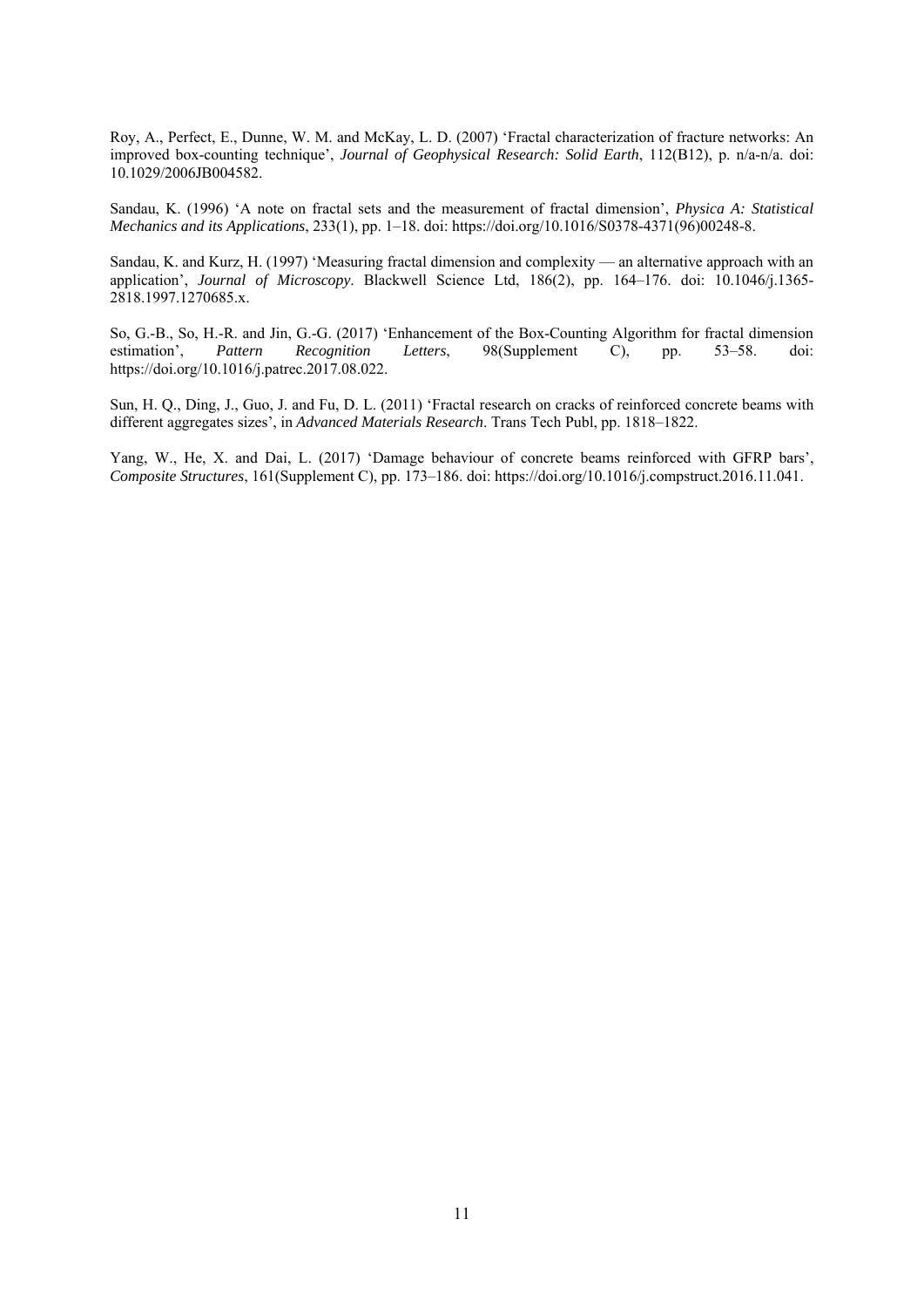Roy, A., Perfect, E., Dunne, W. M. and McKay, L. D. (2007) 'Fractal characterization of fracture networks: An improved box-counting technique', *Journal of Geophysical Research: Solid Earth*, 112(B12), p. n/a-n/a. doi: 10.1029/2006JB004582.

Sandau, K. (1996) 'A note on fractal sets and the measurement of fractal dimension', *Physica A: Statistical Mechanics and its Applications*, 233(1), pp. 1–18. doi: https://doi.org/10.1016/S0378-4371(96)00248-8.

Sandau, K. and Kurz, H. (1997) 'Measuring fractal dimension and complexity — an alternative approach with an application', *Journal of Microscopy*. Blackwell Science Ltd, 186(2), pp. 164–176. doi: 10.1046/j.1365-2818.1997.1270685.x.

So, G.-B., So, H.-R. and Jin, G.-G. (2017) 'Enhancement of the Box-Counting Algorithm for fractal dimension estimation', *Pattern Recognition Letters*, 98(Supplement C), pp. 53–58. doi: https://doi.org/10.1016/j.patrec.2017.08.022.

Sun, H. Q., Ding, J., Guo, J. and Fu, D. L. (2011) 'Fractal research on cracks of reinforced concrete beams with different aggregates sizes', in *Advanced Materials Research*. Trans Tech Publ, pp. 1818–1822.

Yang, W., He, X. and Dai, L. (2017) 'Damage behaviour of concrete beams reinforced with GFRP bars', *Composite Structures*, 161(Supplement C), pp. 173–186. doi: https://doi.org/10.1016/j.compstruct.2016.11.041.